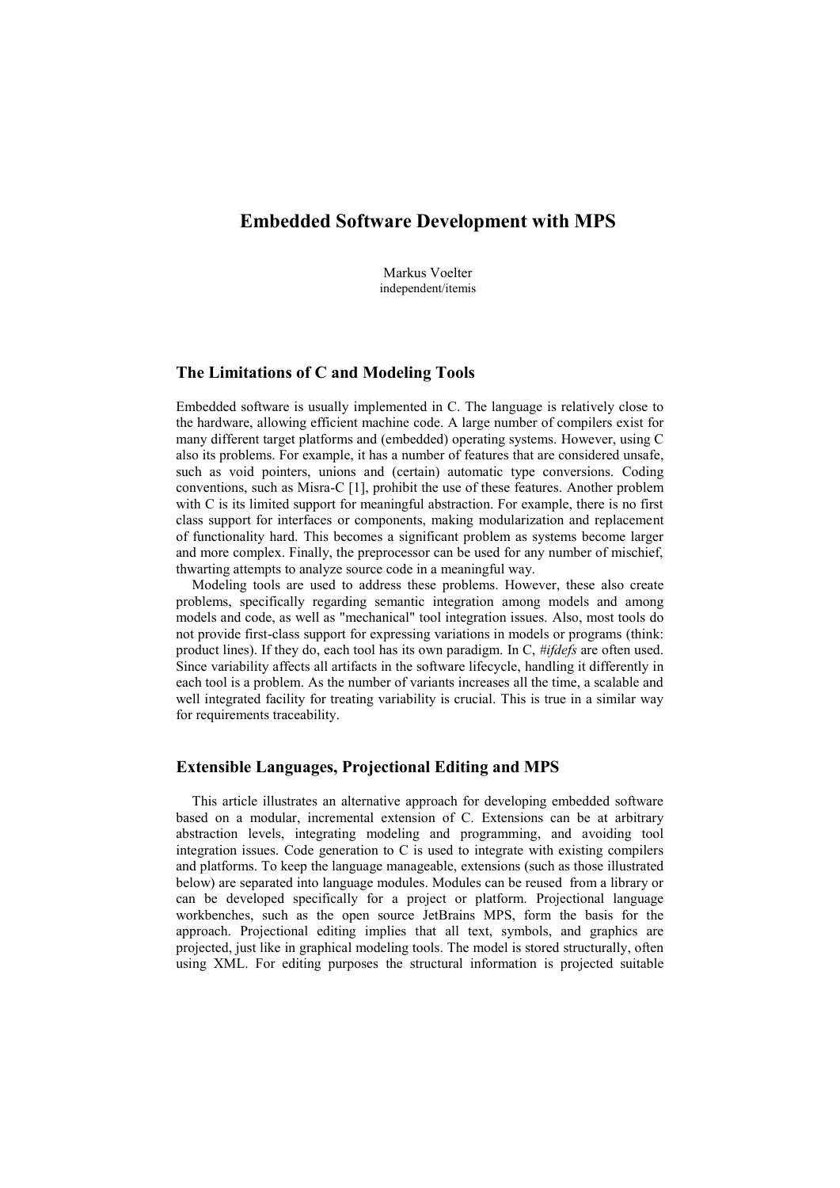# Embedded Software Development with MPS

Markus Voelter
independent/itemis

## The Limitations of C and Modeling Tools

Embedded software is usually implemented in C. The language is relatively close to the hardware, allowing efficient machine code. A large number of compilers exist for many different target platforms and (embedded) operating systems. However, using C also its problems. For example, it has a number of features that are considered unsafe, such as void pointers, unions and (certain) automatic type conversions. Coding conventions, such as Misra-C [1], prohibit the use of these features. Another problem with C is its limited support for meaningful abstraction. For example, there is no first class support for interfaces or components, making modularization and replacement of functionality hard. This becomes a significant problem as systems become larger and more complex. Finally, the preprocessor can be used for any number of mischief, thwarting attempts to analyze source code in a meaningful way.

Modeling tools are used to address these problems. However, these also create problems, specifically regarding semantic integration among models and among models and code, as well as "mechanical" tool integration issues. Also, most tools do not provide first-class support for expressing variations in models or programs (think: product lines). If they do, each tool has its own paradigm. In C, *#ifdefs* are often used. Since variability affects all artifacts in the software lifecycle, handling it differently in each tool is a problem. As the number of variants increases all the time, a scalable and well integrated facility for treating variability is crucial. This is true in a similar way for requirements traceability.

## Extensible Languages, Projectional Editing and MPS

This article illustrates an alternative approach for developing embedded software based on a modular, incremental extension of C. Extensions can be at arbitrary abstraction levels, integrating modeling and programming, and avoiding tool integration issues. Code generation to C is used to integrate with existing compilers and platforms. To keep the language manageable, extensions (such as those illustrated below) are separated into language modules. Modules can be reused from a library or can be developed specifically for a project or platform. Projectional language workbenches, such as the open source JetBrains MPS, form the basis for the approach. Projectional editing implies that all text, symbols, and graphics are projected, just like in graphical modeling tools. The model is stored structurally, often using XML. For editing purposes the structural information is projected suitable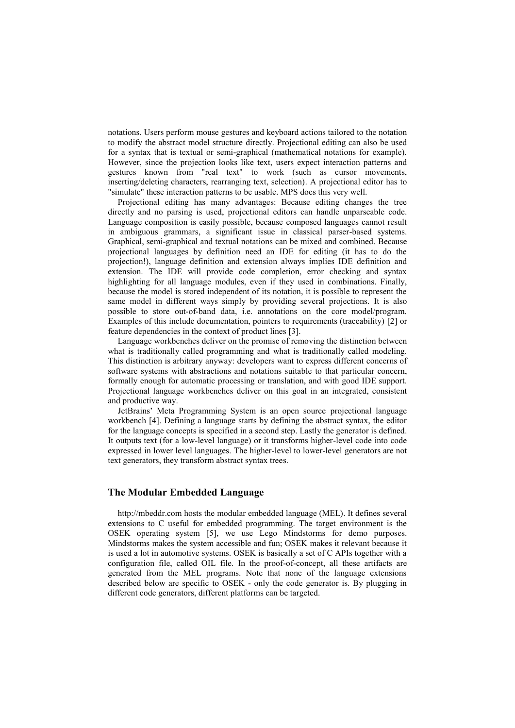notations. Users perform mouse gestures and keyboard actions tailored to the notation to modify the abstract model structure directly. Projectional editing can also be used for a syntax that is textual or semi-graphical (mathematical notations for example). However, since the projection looks like text, users expect interaction patterns and gestures known from "real text" to work (such as cursor movements, inserting/deleting characters, rearranging text, selection). A projectional editor has to "simulate" these interaction patterns to be usable. MPS does this very well.

Projectional editing has many advantages: Because editing changes the tree directly and no parsing is used, projectional editors can handle unparseable code. Language composition is easily possible, because composed languages cannot result in ambiguous grammars, a significant issue in classical parser-based systems. Graphical, semi-graphical and textual notations can be mixed and combined. Because projectional languages by definition need an IDE for editing (it has to do the projection!), language definition and extension always implies IDE definition and extension. The IDE will provide code completion, error checking and syntax highlighting for all language modules, even if they used in combinations. Finally, because the model is stored independent of its notation, it is possible to represent the same model in different ways simply by providing several projections. It is also possible to store out-of-band data, i.e. annotations on the core model/program. Examples of this include documentation, pointers to requirements (traceability) [2] or feature dependencies in the context of product lines [3].

Language workbenches deliver on the promise of removing the distinction between what is traditionally called programming and what is traditionally called modeling. This distinction is arbitrary anyway: developers want to express different concerns of software systems with abstractions and notations suitable to that particular concern, formally enough for automatic processing or translation, and with good IDE support. Projectional language workbenches deliver on this goal in an integrated, consistent and productive way.

JetBrains' Meta Programming System is an open source projectional language workbench [4]. Defining a language starts by defining the abstract syntax, the editor for the language concepts is specified in a second step. Lastly the generator is defined. It outputs text (for a low-level language) or it transforms higher-level code into code expressed in lower level languages. The higher-level to lower-level generators are not text generators, they transform abstract syntax trees.

## The Modular Embedded Language

http://mbeddr.com hosts the modular embedded language (MEL). It defines several extensions to C useful for embedded programming. The target environment is the OSEK operating system [5], we use Lego Mindstorms for demo purposes. Mindstorms makes the system accessible and fun; OSEK makes it relevant because it is used a lot in automotive systems. OSEK is basically a set of C APIs together with a configuration file, called OIL file. In the proof-of-concept, all these artifacts are generated from the MEL programs. Note that none of the language extensions described below are specific to OSEK - only the code generator is. By plugging in different code generators, different platforms can be targeted.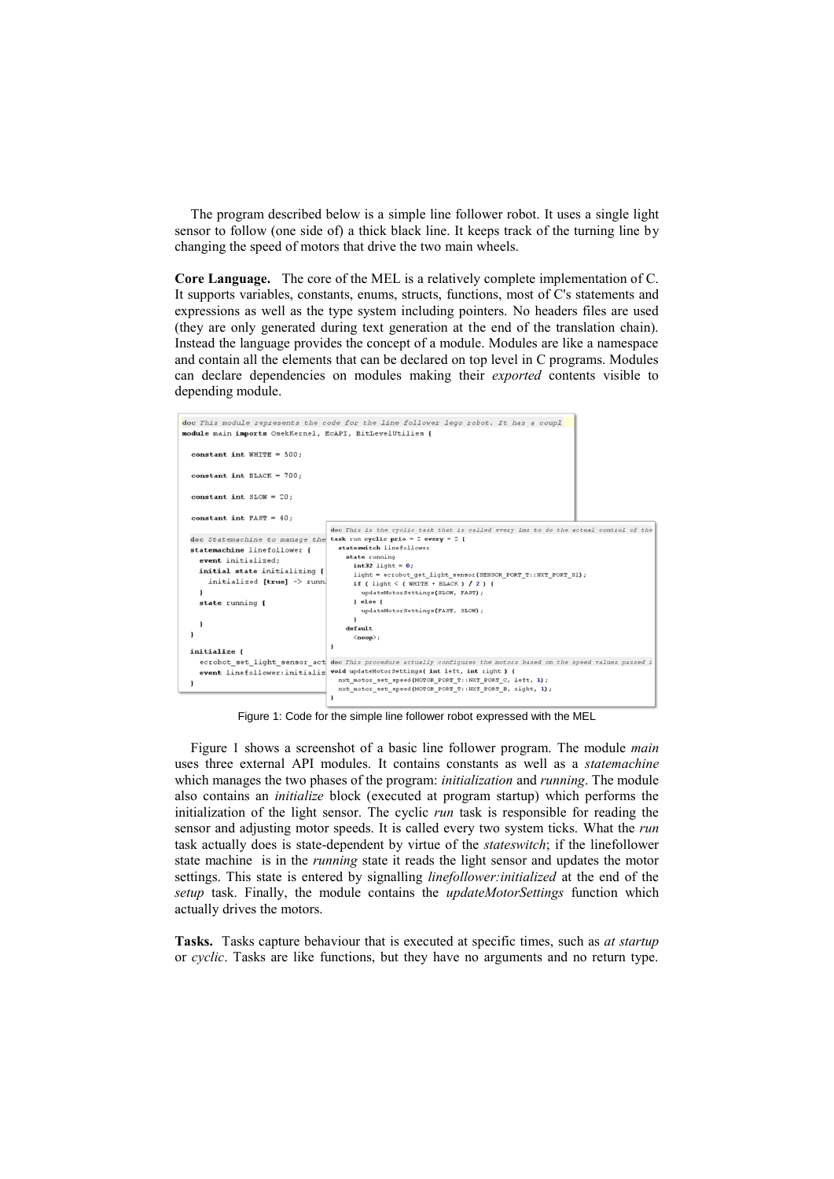The program described below is a simple line follower robot. It uses a single light sensor to follow (one side of) a thick black line. It keeps track of the turning line by changing the speed of motors that drive the two main wheels.

**Core Language.** The core of the MEL is a relatively complete implementation of C. It supports variables, constants, enums, structs, functions, most of C's statements and expressions as well as the type system including pointers. No headers files are used (they are only generated during text generation at the end of the translation chain). Instead the language provides the concept of a module. Modules are like a namespace and contain all the elements that can be declared on top level in C programs. Modules can declare dependencies on modules making their *exported* contents visible to depending module.

```
doc This module represents the code for the line follower lego robot. It has a coupl
module main imports OsekKernel, EcAPI, BitLevelUtilies {

  constant int WHITE = 500;

  constant int BLACK = 700;

  constant int SLOW = 20;

  constant int FAST = 40;

  doc Statemachine to manage the
  statemachine linefollower {
    event initialized;
    initial state initializing {
      initialized [true] -> runn
    }
    state running {

    }
  }

  initialize {
    ecrobot_set_light_sensor_act
    event linefollower:initializ
  }
```

```
doc This is the cyclic task that is called every 1ms to do the actual control of the
task run cyclic prio = 2 every = 2 {
  stateswitch linefollower
    state running
      int32 light = 0;
      light = ecrobot_get_light_sensor(SENSOR_PORT_T::NXT_PORT_S1);
      if ( light < ( WHITE + BLACK ) / 2 ) {
        updateMotorSettings(SLOW, FAST);
      } else {
        updateMotorSettings(FAST, SLOW);
      }
    default
      <noop>;
}
```

```
doc This procedure actually configures the motors based on the speed values passed i
void updateMotorSettings( int left, int right ) {
  nxt_motor_set_speed(MOTOR_PORT_T::NXT_PORT_C, left, 1);
  nxt_motor_set_speed(MOTOR_PORT_T::NXT_PORT_B, right, 1);
}
```

Figure 1: Code for the simple line follower robot expressed with the MEL

Figure 1 shows a screenshot of a basic line follower program. The module *main* uses three external API modules. It contains constants as well as a *statemachine* which manages the two phases of the program: *initialization* and *running*. The module also contains an *initialize* block (executed at program startup) which performs the initialization of the light sensor. The cyclic *run* task is responsible for reading the sensor and adjusting motor speeds. It is called every two system ticks. What the *run* task actually does is state-dependent by virtue of the *stateswitch*; if the linefollower state machine is in the *running* state it reads the light sensor and updates the motor settings. This state is entered by signalling *linefollower:initialized* at the end of the *setup* task. Finally, the module contains the *updateMotorSettings* function which actually drives the motors.

**Tasks.** Tasks capture behaviour that is executed at specific times, such as *at startup* or *cyclic*. Tasks are like functions, but they have no arguments and no return type.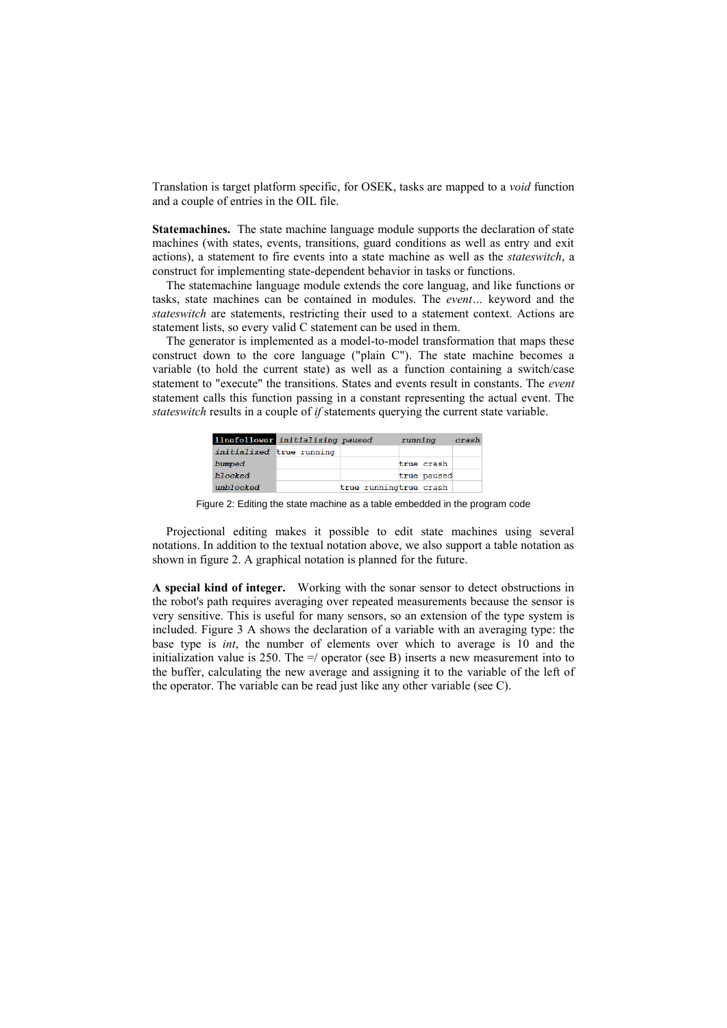Translation is target platform specific, for OSEK, tasks are mapped to a *void* function and a couple of entries in the OIL file.

**Statemachines.** The state machine language module supports the declaration of state machines (with states, events, transitions, guard conditions as well as entry and exit actions), a statement to fire events into a state machine as well as the *stateswitch*, a construct for implementing state-dependent behavior in tasks or functions.

The statemachine language module extends the core languag, and like functions or tasks, state machines can be contained in modules. The *event…* keyword and the *stateswitch* are statements, restricting their used to a statement context. Actions are statement lists, so every valid C statement can be used in them.

The generator is implemented as a model-to-model transformation that maps these construct down to the core language ("plain C"). The state machine becomes a variable (to hold the current state) as well as a function containing a switch/case statement to "execute" the transitions. States and events result in constants. The *event* statement calls this function passing in a constant representing the actual event. The *stateswitch* results in a couple of *if* statements querying the current state variable.

| linefollower | initializing | paused | running | crash |
| --- | --- | --- | --- | --- |
| initialized | true running | | | |
| bumped | | | true crash | |
| blocked | | | true paused | |
| unblocked | | true running | true crash | |

Figure 2: Editing the state machine as a table embedded in the program code

Projectional editing makes it possible to edit state machines using several notations. In addition to the textual notation above, we also support a table notation as shown in figure 2. A graphical notation is planned for the future.

**A special kind of integer.** Working with the sonar sensor to detect obstructions in the robot's path requires averaging over repeated measurements because the sensor is very sensitive. This is useful for many sensors, so an extension of the type system is included. Figure 3 A shows the declaration of a variable with an averaging type: the base type is *int*, the number of elements over which to average is 10 and the initialization value is 250. The =/ operator (see B) inserts a new measurement into to the buffer, calculating the new average and assigning it to the variable of the left of the operator. The variable can be read just like any other variable (see C).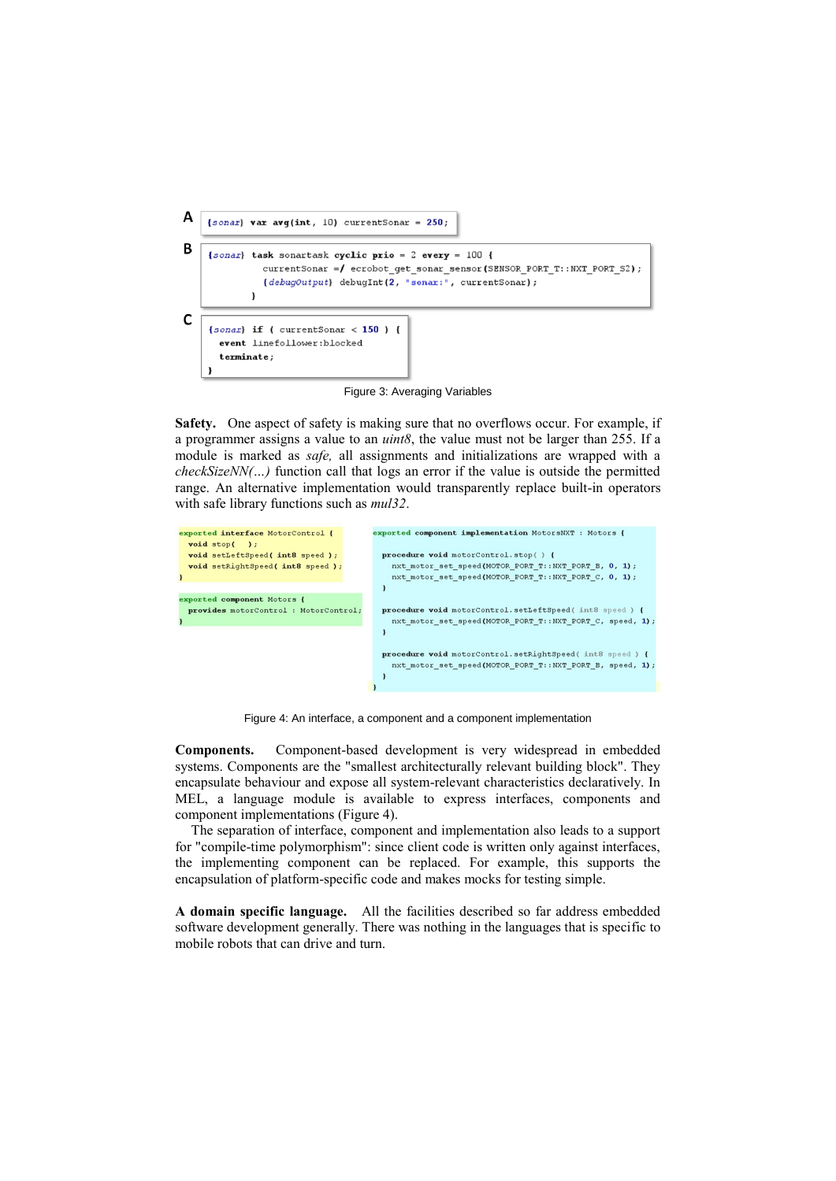A

```
{sonar} var avg(int, 10) currentSonar = 250;
```

B

```
{sonar} task sonartask cyclic prio = 2 every = 100 {
          currentSonar =/ ecrobot_get_sonar_sensor(SENSOR_PORT_T::NXT_PORT_S2);
          {debugOutput} debugInt(2, "sonar:", currentSonar);
        }
```

C

```
{sonar} if ( currentSonar < 150 ) {
  event linefollower:blocked
  terminate;
}
```

Figure 3: Averaging Variables

**Safety.** One aspect of safety is making sure that no overflows occur. For example, if a programmer assigns a value to an *uint8*, the value must not be larger than 255. If a module is marked as *safe,* all assignments and initializations are wrapped with a *checkSizeNN(…)* function call that logs an error if the value is outside the permitted range. An alternative implementation would transparently replace built-in operators with safe library functions such as *mul32*.

```
exported interface MotorControl {
  void stop(   );
  void setLeftSpeed( int8 speed );
  void setRightSpeed( int8 speed );
}

exported component Motors {
  provides motorControl : MotorControl;
}
```

```
exported component implementation MotorsNXT : Motors {

  procedure void motorControl.stop( ) {
    nxt_motor_set_speed(MOTOR_PORT_T::NXT_PORT_B, 0, 1);
    nxt_motor_set_speed(MOTOR_PORT_T::NXT_PORT_C, 0, 1);
  }

  procedure void motorControl.setLeftSpeed( int8 speed ) {
    nxt_motor_set_speed(MOTOR_PORT_T::NXT_PORT_C, speed, 1);
  }

  procedure void motorControl.setRightSpeed( int8 speed ) {
    nxt_motor_set_speed(MOTOR_PORT_T::NXT_PORT_B, speed, 1);
  }
}
```

Figure 4: An interface, a component and a component implementation

**Components.** Component-based development is very widespread in embedded systems. Components are the "smallest architecturally relevant building block". They encapsulate behaviour and expose all system-relevant characteristics declaratively. In MEL, a language module is available to express interfaces, components and component implementations (Figure 4).

The separation of interface, component and implementation also leads to a support for "compile-time polymorphism": since client code is written only against interfaces, the implementing component can be replaced. For example, this supports the encapsulation of platform-specific code and makes mocks for testing simple.

**A domain specific language.** All the facilities described so far address embedded software development generally. There was nothing in the languages that is specific to mobile robots that can drive and turn.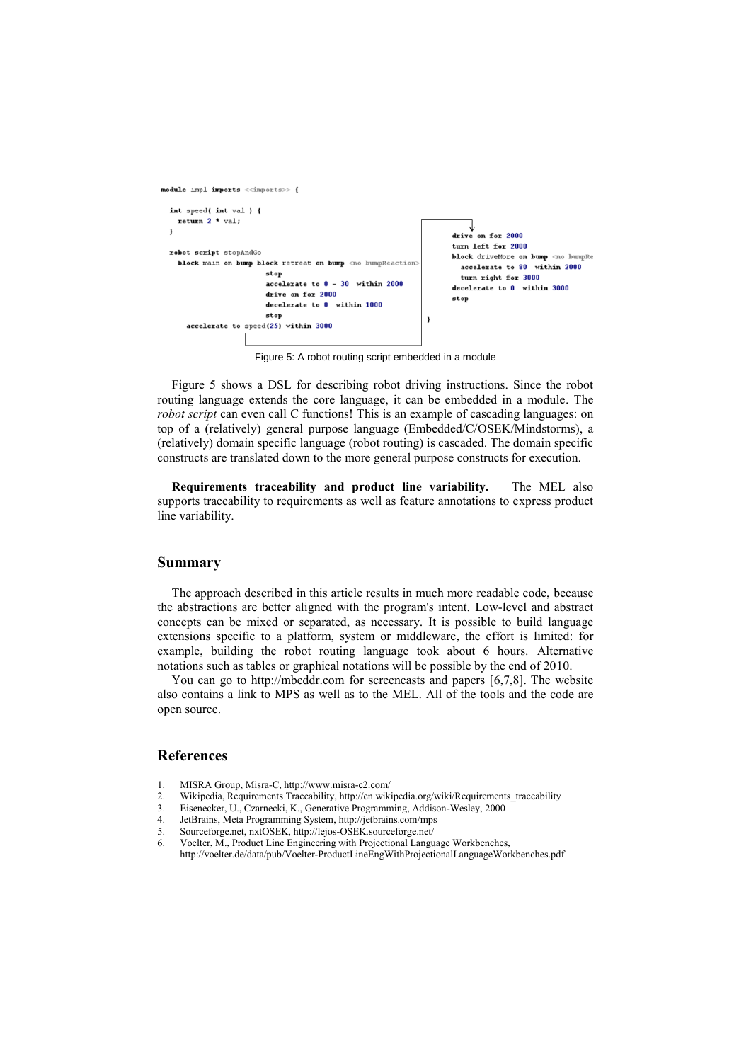```
module impl imports <<imports>> {

  int speed( int val ) {
    return 2 * val;
  }

  robot script stopAndGo
    block main on bump block retreat on bump <no bumpReaction>
                          stop
                          accelerate to 0 - 30  within 2000
                          drive on for 2000
                          decelerate to 0  within 1000
                          stop
      accelerate to speed(25) within 3000

                                                          drive on for 2000
                                                          turn left for 2000
                                                          block driveMore on bump <no bumpRe
                                                            accelerate to 80  within 2000
                                                            turn right for 3000
                                                          decelerate to 0  within 3000
                                                          stop
}
```

Figure 5: A robot routing script embedded in a module

Figure 5 shows a DSL for describing robot driving instructions. Since the robot routing language extends the core language, it can be embedded in a module. The *robot script* can even call C functions! This is an example of cascading languages: on top of a (relatively) general purpose language (Embedded/C/OSEK/Mindstorms), a (relatively) domain specific language (robot routing) is cascaded. The domain specific constructs are translated down to the more general purpose constructs for execution.

**Requirements traceability and product line variability.** The MEL also supports traceability to requirements as well as feature annotations to express product line variability.

## Summary

The approach described in this article results in much more readable code, because the abstractions are better aligned with the program's intent. Low-level and abstract concepts can be mixed or separated, as necessary. It is possible to build language extensions specific to a platform, system or middleware, the effort is limited: for example, building the robot routing language took about 6 hours. Alternative notations such as tables or graphical notations will be possible by the end of 2010.

You can go to http://mbeddr.com for screencasts and papers [6,7,8]. The website also contains a link to MPS as well as to the MEL. All of the tools and the code are open source.

## References

1. MISRA Group, Misra-C, http://www.misra-c2.com/
2. Wikipedia, Requirements Traceability, http://en.wikipedia.org/wiki/Requirements_traceability
3. Eisenecker, U., Czarnecki, K., Generative Programming, Addison-Wesley, 2000
4. JetBrains, Meta Programming System, http://jetbrains.com/mps
5. Sourceforge.net, nxtOSEK, http://lejos-OSEK.sourceforge.net/
6. Voelter, M., Product Line Engineering with Projectional Language Workbenches, http://voelter.de/data/pub/Voelter-ProductLineEngWithProjectionalLanguageWorkbenches.pdf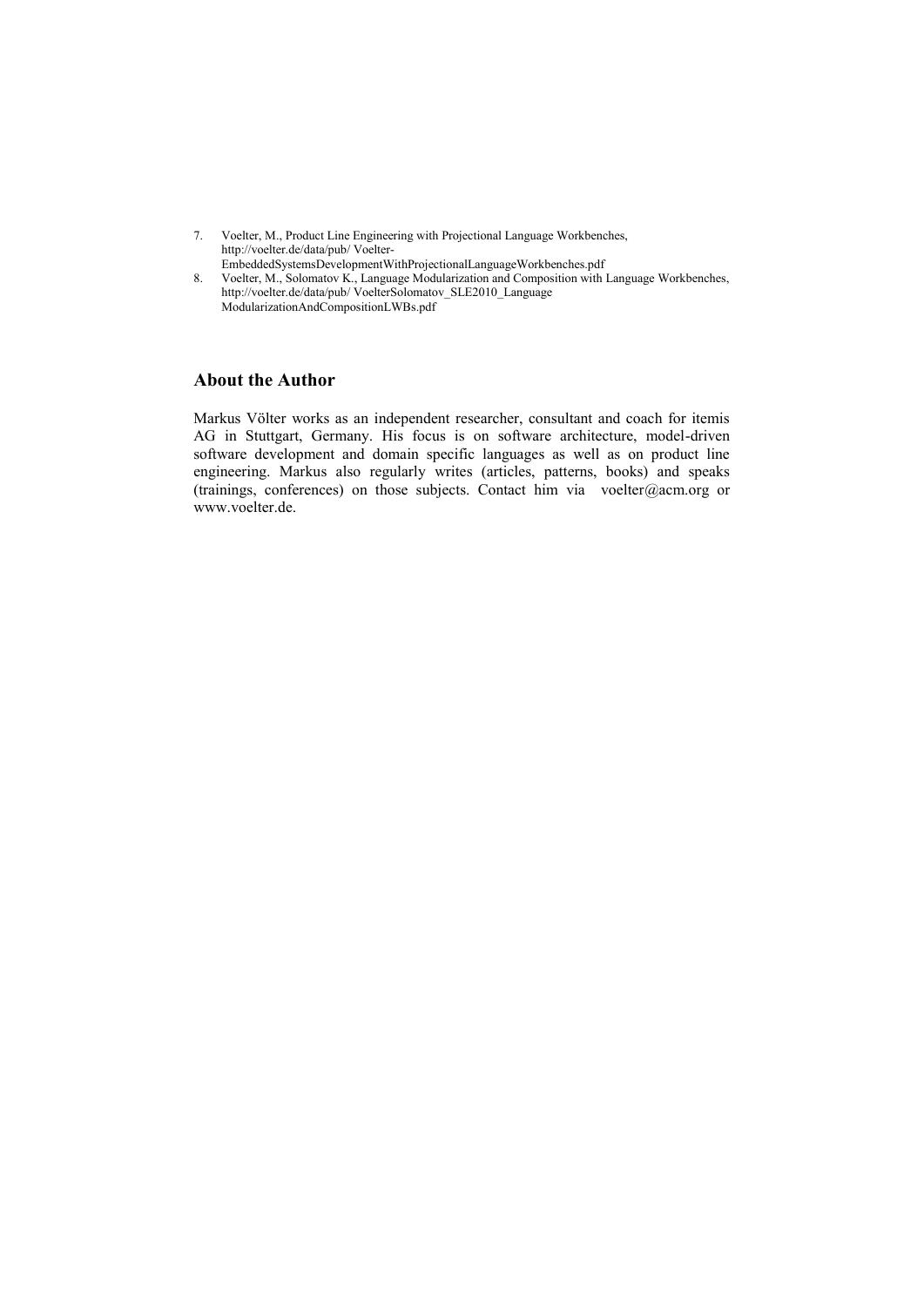7. Voelter, M., Product Line Engineering with Projectional Language Workbenches, http://voelter.de/data/pub/ Voelter-EmbeddedSystemsDevelopmentWithProjectionalLanguageWorkbenches.pdf
8. Voelter, M., Solomatov K., Language Modularization and Composition with Language Workbenches, http://voelter.de/data/pub/ VoelterSolomatov_SLE2010_Language ModularizationAndCompositionLWBs.pdf

## About the Author

Markus Völter works as an independent researcher, consultant and coach for itemis AG in Stuttgart, Germany. His focus is on software architecture, model-driven software development and domain specific languages as well as on product line engineering. Markus also regularly writes (articles, patterns, books) and speaks (trainings, conferences) on those subjects. Contact him via voelter@acm.org or www.voelter.de.